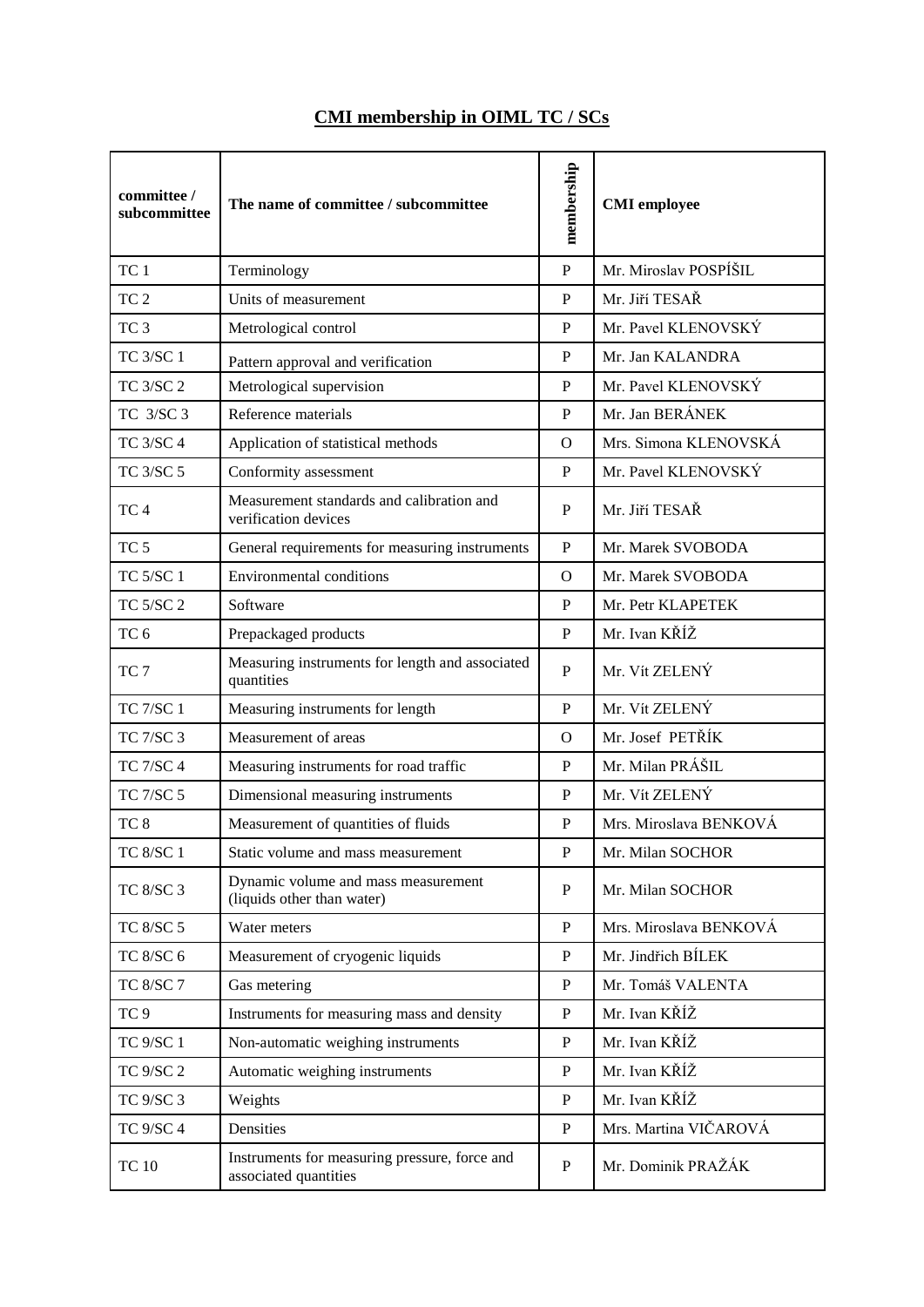# CMI membership in OIML TC / SCs

| committee / subcommittee | The name of committee / subcommittee | membership | CMI employee |
|---|---|---|---|
| TC 1 | Terminology | P | Mr. Miroslav POSPÍŠIL |
| TC 2 | Units of measurement | P | Mr. Jiří TESAŘ |
| TC 3 | Metrological control | P | Mr. Pavel KLENOVSKÝ |
| TC 3/SC 1 | Pattern approval and verification | P | Mr. Jan KALANDRA |
| TC 3/SC 2 | Metrological supervision | P | Mr. Pavel KLENOVSKÝ |
| TC 3/SC 3 | Reference materials | P | Mr. Jan BERÁNEK |
| TC 3/SC 4 | Application of statistical methods | O | Mrs. Simona KLENOVSKÁ |
| TC 3/SC 5 | Conformity assessment | P | Mr. Pavel KLENOVSKÝ |
| TC 4 | Measurement standards and calibration and verification devices | P | Mr. Jiří TESAŘ |
| TC 5 | General requirements for measuring instruments | P | Mr. Marek SVOBODA |
| TC 5/SC 1 | Environmental conditions | O | Mr. Marek SVOBODA |
| TC 5/SC 2 | Software | P | Mr. Petr KLAPETEK |
| TC 6 | Prepackaged products | P | Mr. Ivan KŘÍŽ |
| TC 7 | Measuring instruments for length and associated quantities | P | Mr. Vít ZELENÝ |
| TC 7/SC 1 | Measuring instruments for length | P | Mr. Vít ZELENÝ |
| TC 7/SC 3 | Measurement of areas | O | Mr. Josef PETŘÍK |
| TC 7/SC 4 | Measuring instruments for road traffic | P | Mr. Milan PRÁŠIL |
| TC 7/SC 5 | Dimensional measuring instruments | P | Mr. Vít ZELENÝ |
| TC 8 | Measurement of quantities of fluids | P | Mrs. Miroslava BENKOVÁ |
| TC 8/SC 1 | Static volume and mass measurement | P | Mr. Milan SOCHOR |
| TC 8/SC 3 | Dynamic volume and mass measurement (liquids other than water) | P | Mr. Milan SOCHOR |
| TC 8/SC 5 | Water meters | P | Mrs. Miroslava BENKOVÁ |
| TC 8/SC 6 | Measurement of cryogenic liquids | P | Mr. Jindřich BÍLEK |
| TC 8/SC 7 | Gas metering | P | Mr. Tomáš VALENTA |
| TC 9 | Instruments for measuring mass and density | P | Mr. Ivan KŘÍŽ |
| TC 9/SC 1 | Non-automatic weighing instruments | P | Mr. Ivan KŘÍŽ |
| TC 9/SC 2 | Automatic weighing instruments | P | Mr. Ivan KŘÍŽ |
| TC 9/SC 3 | Weights | P | Mr. Ivan KŘÍŽ |
| TC 9/SC 4 | Densities | P | Mrs. Martina VIČAROVÁ |
| TC 10 | Instruments for measuring pressure, force and associated quantities | P | Mr. Dominik PRAŽÁK |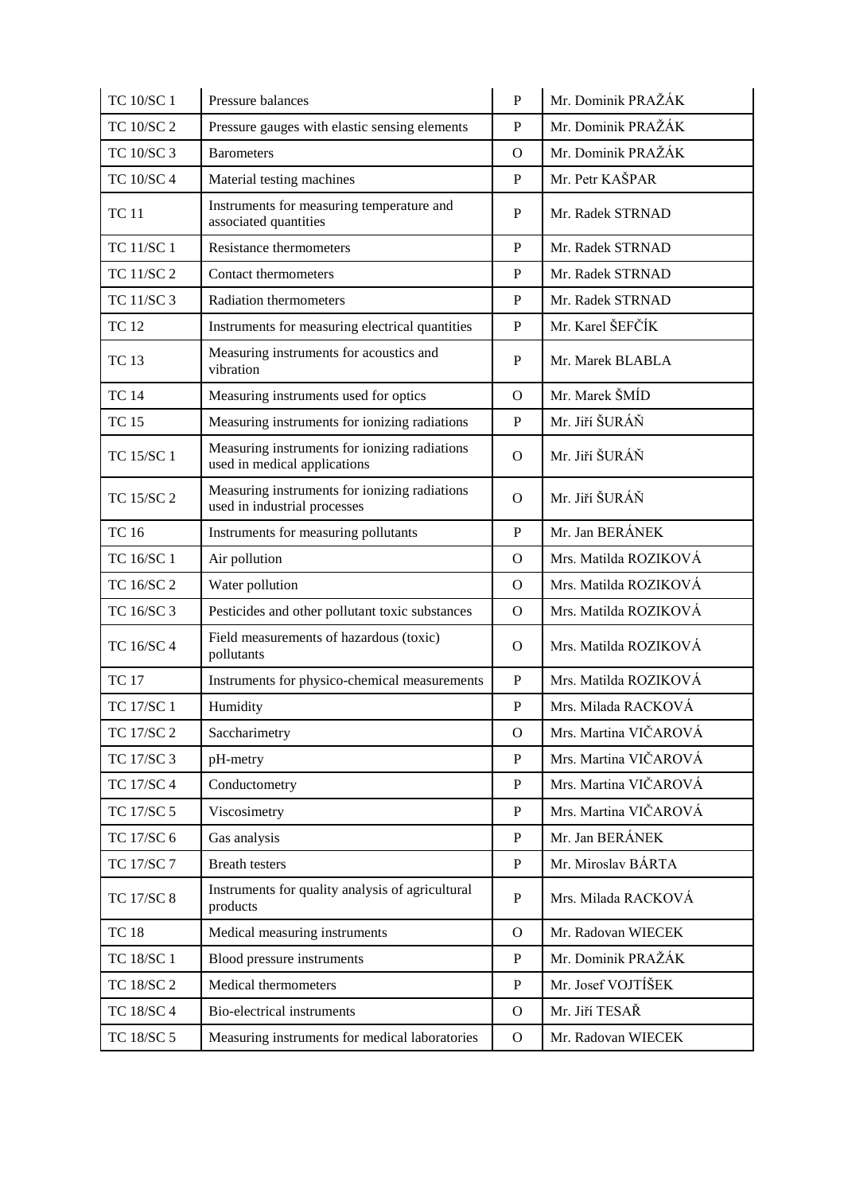| | | | |
|---|---|---|---|
| TC 10/SC 1 | Pressure balances | P | Mr. Dominik PRAŽÁK |
| TC 10/SC 2 | Pressure gauges with elastic sensing elements | P | Mr. Dominik PRAŽÁK |
| TC 10/SC 3 | Barometers | O | Mr. Dominik PRAŽÁK |
| TC 10/SC 4 | Material testing machines | P | Mr. Petr KAŠPAR |
| TC 11 | Instruments for measuring temperature and associated quantities | P | Mr. Radek STRNAD |
| TC 11/SC 1 | Resistance thermometers | P | Mr. Radek STRNAD |
| TC 11/SC 2 | Contact thermometers | P | Mr. Radek STRNAD |
| TC 11/SC 3 | Radiation thermometers | P | Mr. Radek STRNAD |
| TC 12 | Instruments for measuring electrical quantities | P | Mr. Karel ŠEFČÍK |
| TC 13 | Measuring instruments for acoustics and vibration | P | Mr. Marek BLABLA |
| TC 14 | Measuring instruments used for optics | O | Mr. Marek ŠMÍD |
| TC 15 | Measuring instruments for ionizing radiations | P | Mr. Jiří ŠURÁŇ |
| TC 15/SC 1 | Measuring instruments for ionizing radiations used in medical applications | O | Mr. Jiří ŠURÁŇ |
| TC 15/SC 2 | Measuring instruments for ionizing radiations used in industrial processes | O | Mr. Jiří ŠURÁŇ |
| TC 16 | Instruments for measuring pollutants | P | Mr. Jan BERÁNEK |
| TC 16/SC 1 | Air pollution | O | Mrs. Matilda ROZIKOVÁ |
| TC 16/SC 2 | Water pollution | O | Mrs. Matilda ROZIKOVÁ |
| TC 16/SC 3 | Pesticides and other pollutant toxic substances | O | Mrs. Matilda ROZIKOVÁ |
| TC 16/SC 4 | Field measurements of hazardous (toxic) pollutants | O | Mrs. Matilda ROZIKOVÁ |
| TC 17 | Instruments for physico-chemical measurements | P | Mrs. Matilda ROZIKOVÁ |
| TC 17/SC 1 | Humidity | P | Mrs. Milada RACKOVÁ |
| TC 17/SC 2 | Saccharimetry | O | Mrs. Martina VIČAROVÁ |
| TC 17/SC 3 | pH-metry | P | Mrs. Martina VIČAROVÁ |
| TC 17/SC 4 | Conductometry | P | Mrs. Martina VIČAROVÁ |
| TC 17/SC 5 | Viscosimetry | P | Mrs. Martina VIČAROVÁ |
| TC 17/SC 6 | Gas analysis | P | Mr. Jan BERÁNEK |
| TC 17/SC 7 | Breath testers | P | Mr. Miroslav BÁRTA |
| TC 17/SC 8 | Instruments for quality analysis of agricultural products | P | Mrs. Milada RACKOVÁ |
| TC 18 | Medical measuring instruments | O | Mr. Radovan WIECEK |
| TC 18/SC 1 | Blood pressure instruments | P | Mr. Dominik PRAŽÁK |
| TC 18/SC 2 | Medical thermometers | P | Mr. Josef VOJTÍŠEK |
| TC 18/SC 4 | Bio-electrical instruments | O | Mr. Jiří TESAŘ |
| TC 18/SC 5 | Measuring instruments for medical laboratories | O | Mr. Radovan WIECEK |